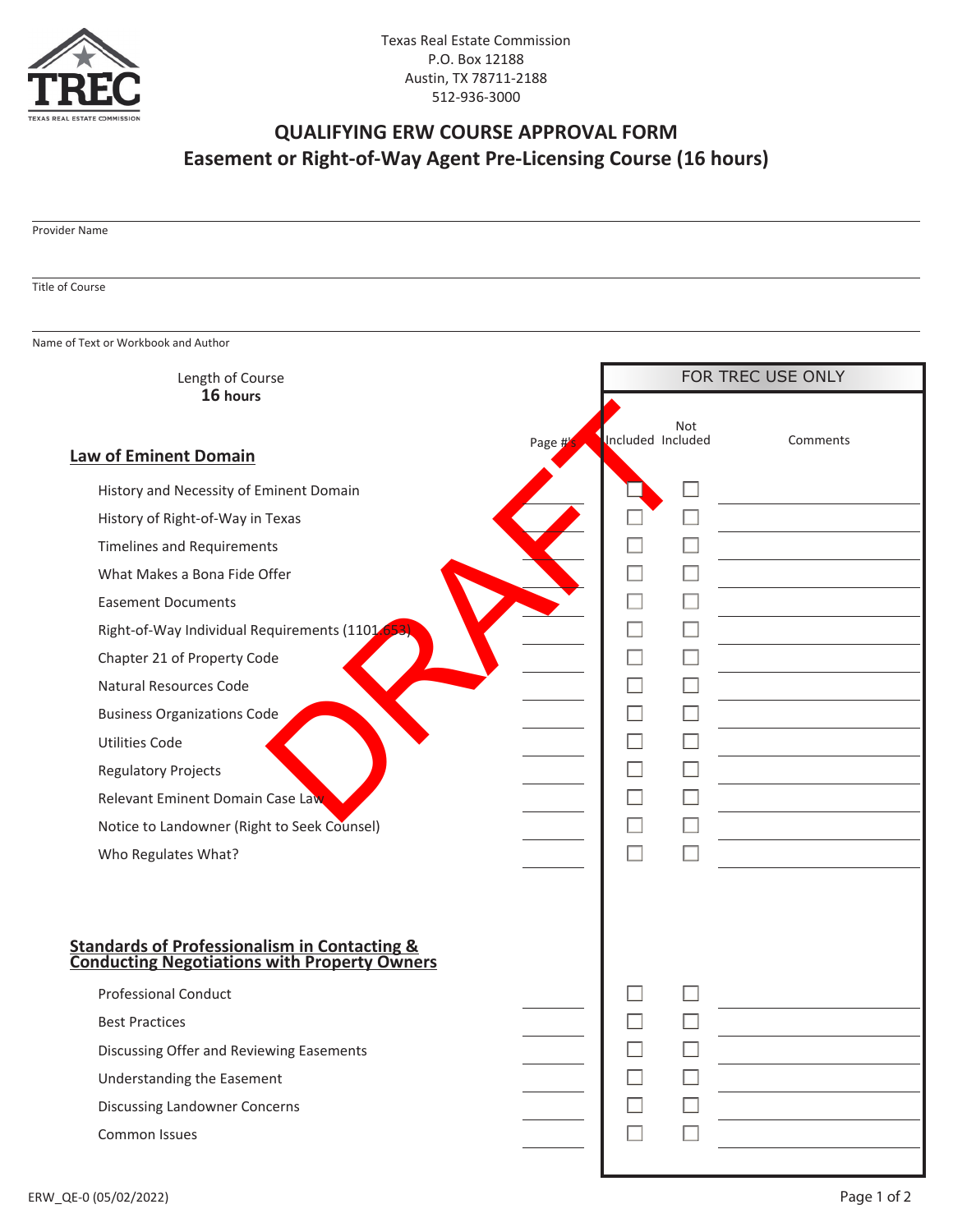Texas Real Estate Commission
P.O. Box 12188
Austin, TX 78711-2188
512-936-3000

# QUALIFYING ERW COURSE APPROVAL FORM
## Easement or Right-of-Way Agent Pre-Licensing Course (16 hours)

Provider Name

Title of Course

Name of Text or Workbook and Author

Length of Course
**16 hours**

DRAFT

| | Page #'s | FOR TREC USE ONLY: Included | Not Included | Comments |
|---|---|---|---|---|
| **Law of Eminent Domain** | | | | |
| History and Necessity of Eminent Domain | | ☐ | ☐ | |
| History of Right-of-Way in Texas | | ☐ | ☐ | |
| Timelines and Requirements | | ☐ | ☐ | |
| What Makes a Bona Fide Offer | | ☐ | ☐ | |
| Easement Documents | | ☐ | ☐ | |
| Right-of-Way Individual Requirements (1101.653) | | ☐ | ☐ | |
| Chapter 21 of Property Code | | ☐ | ☐ | |
| Natural Resources Code | | ☐ | ☐ | |
| Business Organizations Code | | ☐ | ☐ | |
| Utilities Code | | ☐ | ☐ | |
| Regulatory Projects | | ☐ | ☐ | |
| Relevant Eminent Domain Case Law | | ☐ | ☐ | |
| Notice to Landowner (Right to Seek Counsel) | | ☐ | ☐ | |
| Who Regulates What? | | ☐ | ☐ | |
| **Standards of Professionalism in Contacting & Conducting Negotiations with Property Owners** | | | | |
| Professional Conduct | | ☐ | ☐ | |
| Best Practices | | ☐ | ☐ | |
| Discussing Offer and Reviewing Easements | | ☐ | ☐ | |
| Understanding the Easement | | ☐ | ☐ | |
| Discussing Landowner Concerns | | ☐ | ☐ | |
| Common Issues | | ☐ | ☐ | |

ERW_QE-0 (05/02/2022)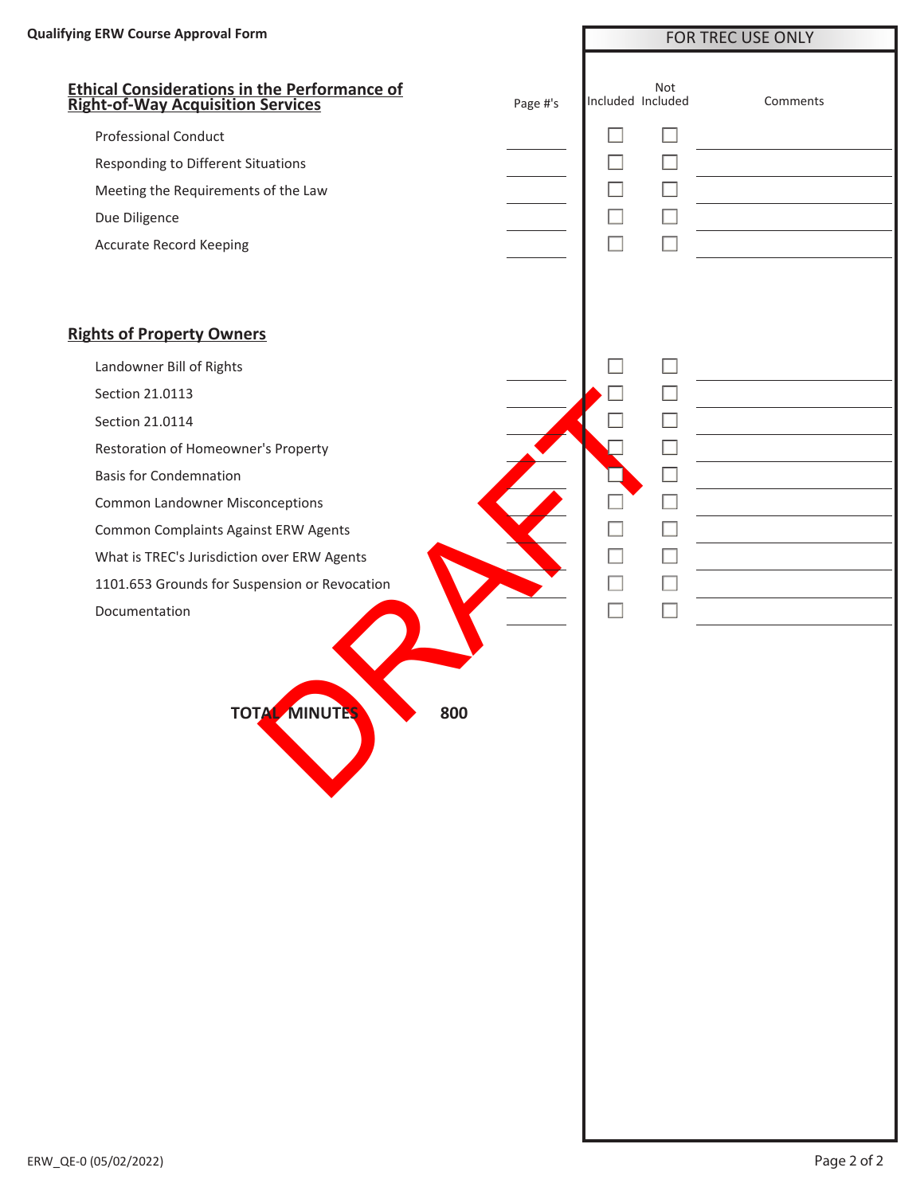**Qualifying ERW Course Approval Form**

FOR TREC USE ONLY

| Ethical Considerations in the Performance of Right-of-Way Acquisition Services | Page #'s | Included | Not Included | Comments |
|---|---|---|---|---|
| Professional Conduct | | ☐ | ☐ | |
| Responding to Different Situations | | ☐ | ☐ | |
| Meeting the Requirements of the Law | | ☐ | ☐ | |
| Due Diligence | | ☐ | ☐ | |
| Accurate Record Keeping | | ☐ | ☐ | |

| Rights of Property Owners | Page #'s | Included | Not Included | Comments |
|---|---|---|---|---|
| Landowner Bill of Rights | | ☐ | ☐ | |
| Section 21.0113 | | ☐ | ☐ | |
| Section 21.0114 | | ☐ | ☐ | |
| Restoration of Homeowner's Property | | ☐ | ☐ | |
| Basis for Condemnation | | ☐ | ☐ | |
| Common Landowner Misconceptions | | ☐ | ☐ | |
| Common Complaints Against ERW Agents | | ☐ | ☐ | |
| What is TREC's Jurisdiction over ERW Agents | | ☐ | ☐ | |
| 1101.653 Grounds for Suspension or Revocation | | ☐ | ☐ | |
| Documentation | | ☐ | ☐ | |

**TOTAL MINUTES** **800**

DRAFT

ERW_QE-0 (05/02/2022)